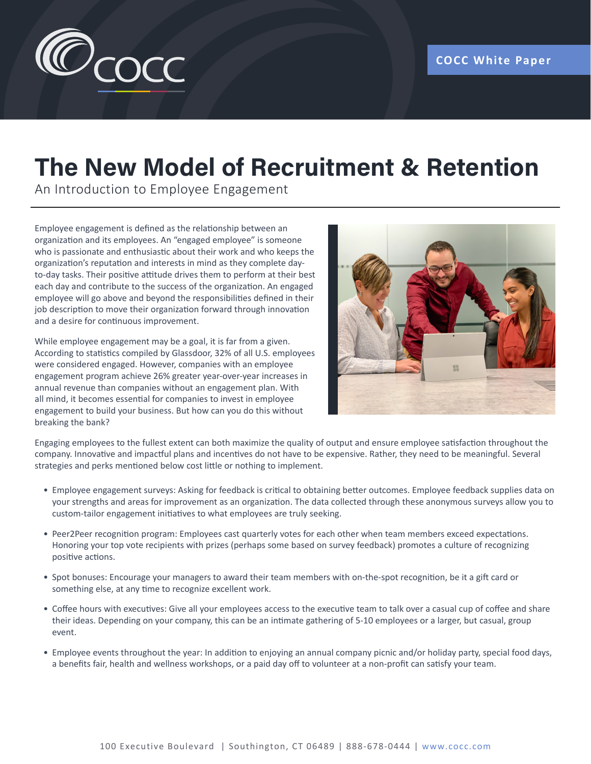COCC White Paper

# The New Model of Recruitment & Retention

An Introduction to Employee Engagement

Employee engagement is defined as the relationship between an organization and its employees. An "engaged employee" is someone who is passionate and enthusiastic about their work and who keeps the organization's reputation and interests in mind as they complete day-to-day tasks. Their positive attitude drives them to perform at their best each day and contribute to the success of the organization. An engaged employee will go above and beyond the responsibilities defined in their job description to move their organization forward through innovation and a desire for continuous improvement.

While employee engagement may be a goal, it is far from a given. According to statistics compiled by Glassdoor, 32% of all U.S. employees were considered engaged. However, companies with an employee engagement program achieve 26% greater year-over-year increases in annual revenue than companies without an engagement plan. With all mind, it becomes essential for companies to invest in employee engagement to build your business. But how can you do this without breaking the bank?

Engaging employees to the fullest extent can both maximize the quality of output and ensure employee satisfaction throughout the company. Innovative and impactful plans and incentives do not have to be expensive. Rather, they need to be meaningful. Several strategies and perks mentioned below cost little or nothing to implement.

- Employee engagement surveys: Asking for feedback is critical to obtaining better outcomes. Employee feedback supplies data on your strengths and areas for improvement as an organization. The data collected through these anonymous surveys allow you to custom-tailor engagement initiatives to what employees are truly seeking.
- Peer2Peer recognition program: Employees cast quarterly votes for each other when team members exceed expectations. Honoring your top vote recipients with prizes (perhaps some based on survey feedback) promotes a culture of recognizing positive actions.
- Spot bonuses: Encourage your managers to award their team members with on-the-spot recognition, be it a gift card or something else, at any time to recognize excellent work.
- Coffee hours with executives: Give all your employees access to the executive team to talk over a casual cup of coffee and share their ideas. Depending on your company, this can be an intimate gathering of 5-10 employees or a larger, but casual, group event.
- Employee events throughout the year: In addition to enjoying an annual company picnic and/or holiday party, special food days, a benefits fair, health and wellness workshops, or a paid day off to volunteer at a non-profit can satisfy your team.

100 Executive Boulevard | Southington, CT 06489 | 888-678-0444 | www.cocc.com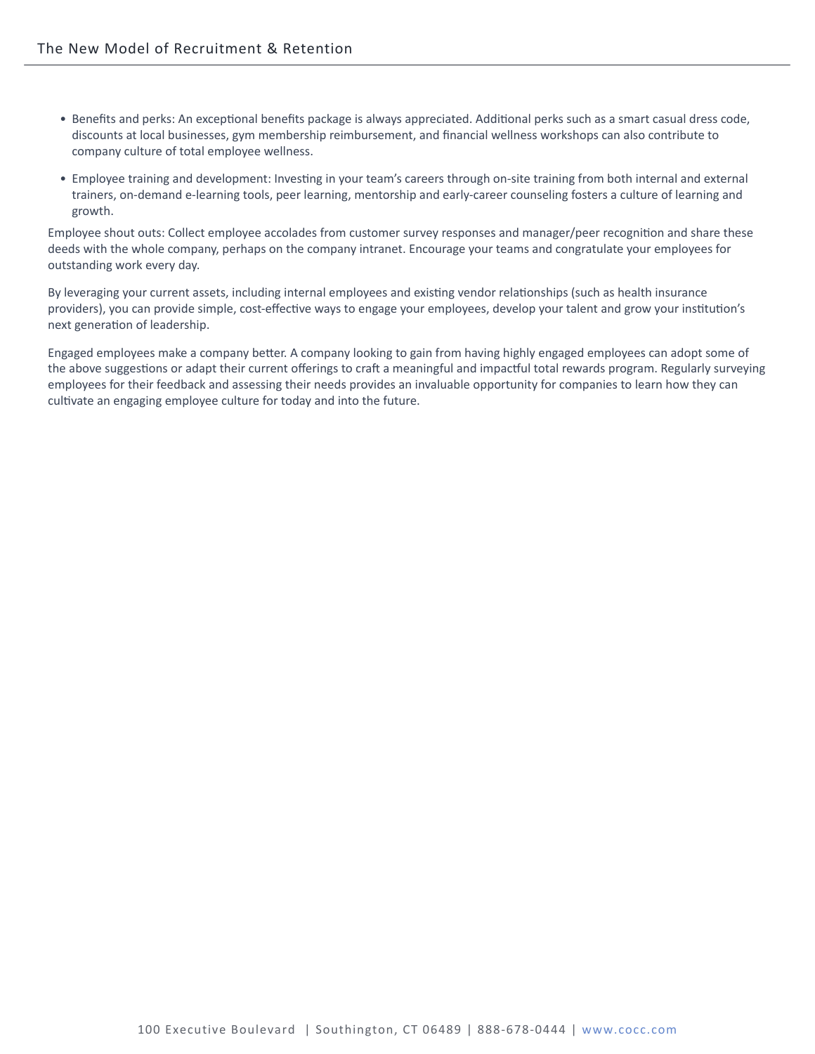- Benefits and perks: An exceptional benefits package is always appreciated. Additional perks such as a smart casual dress code, discounts at local businesses, gym membership reimbursement, and financial wellness workshops can also contribute to company culture of total employee wellness.
- Employee training and development: Investing in your team's careers through on-site training from both internal and external trainers, on-demand e-learning tools, peer learning, mentorship and early-career counseling fosters a culture of learning and growth.

Employee shout outs: Collect employee accolades from customer survey responses and manager/peer recognition and share these deeds with the whole company, perhaps on the company intranet. Encourage your teams and congratulate your employees for outstanding work every day.

By leveraging your current assets, including internal employees and existing vendor relationships (such as health insurance providers), you can provide simple, cost-effective ways to engage your employees, develop your talent and grow your institution's next generation of leadership.

Engaged employees make a company better. A company looking to gain from having highly engaged employees can adopt some of the above suggestions or adapt their current offerings to craft a meaningful and impactful total rewards program. Regularly surveying employees for their feedback and assessing their needs provides an invaluable opportunity for companies to learn how they can cultivate an engaging employee culture for today and into the future.